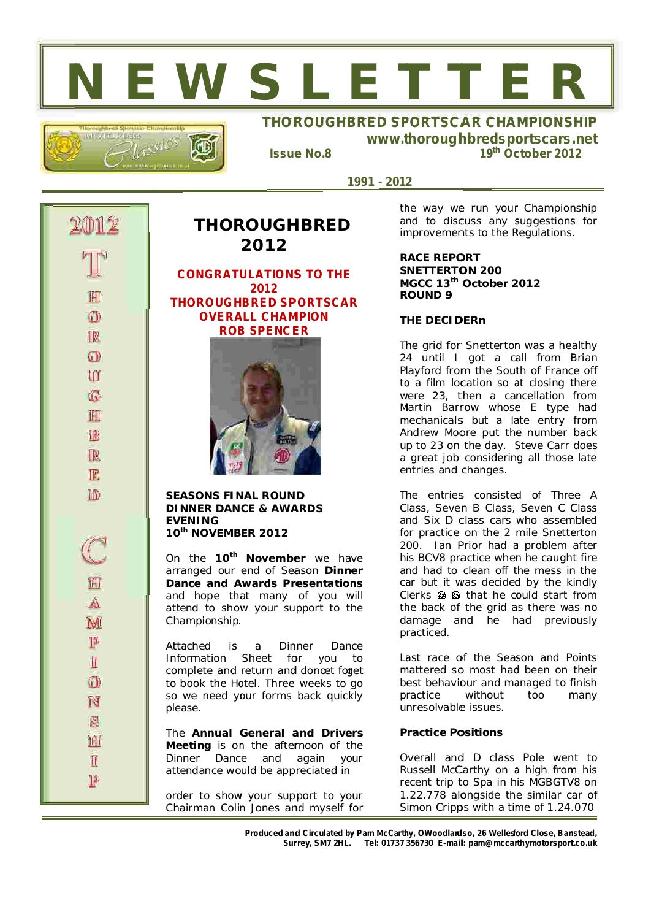# N E W S L E T T E R

## THOROUGHBRED SPORTSCAR CHAMPIONSHIP

**www.thoroughbredsportscars.net**

**Issue No.8** **19th October 2012**

**1991 - 2012**

2012 THOROUGHBRED CHAMPIONSHIP

# THOROUGHBRED 2012

**CONGRATULATIONS TO THE 2012 THOROUGHBRED SPORTSCAR OVERALL CHAMPION ROB SPENCER**

**SEASONS FINAL ROUND DINNER DANCE & AWARDS EVENING 10th NOVEMBER 2012**

On the **10th November** we have arranged our end of Season **Dinner Dance and Awards Presentations** and hope that many of you will attend to show your support to the Championship.

Attached is a Dinner Dance Information Sheet for you to complete and return and donot foget to book the Hotel. Three weeks to go so we need your forms back quickly please.

The **Annual General and Drivers Meeting** is on the afternoon of the Dinner Dance and again your attendance would be appreciated in order to show your support to your Chairman Colin Jones and myself for the way we run your Championship and to discuss any suggestions for improvements to the Regulations.

**RACE REPORT**
**SNETTERTON 200**
**MGCC 13th October 2012**
**ROUND 9**

**THE DECIDERn**

The grid for Snetterton was a healthy 24 until I got a call from Brian Playford from the South of France off to a film location so at closing there were 23, then a cancellation from Martin Barrow whose E type had mechanicals but a late entry from Andrew Moore put the number back up to 23 on the day. Steve Carr does a great job considering all those late entries and changes.

The entries consisted of Three A Class, Seven B Class, Seven C Class and Six D class cars who assembled for practice on the 2 mile Snetterton 200. Ian Prior had a problem after his BCV8 practice when he caught fire and had to clean off the mess in the car but it was decided by the kindly Clerks ☺ ☺ that he could start from the back of the grid as there was no damage and he had previously practiced.

Last race of the Season and Points mattered so most had been on their best behaviour and managed to finish practice without too many unresolvable issues.

**Practice Positions**

Overall and D class Pole went to Russell McCarthy on a high from his recent trip to Spa in his MGBGTV8 on 1.22.778 alongside the similar car of Simon Cripps with a time of 1.24.070

**Produced and Circulated by Pam McCarthy, OWoodlandso, 26 Wellesford Close, Banstead, Surrey, SM7 2HL. Tel: 01737 356730 E-mail: pam@mccarthymotorsport.co.uk**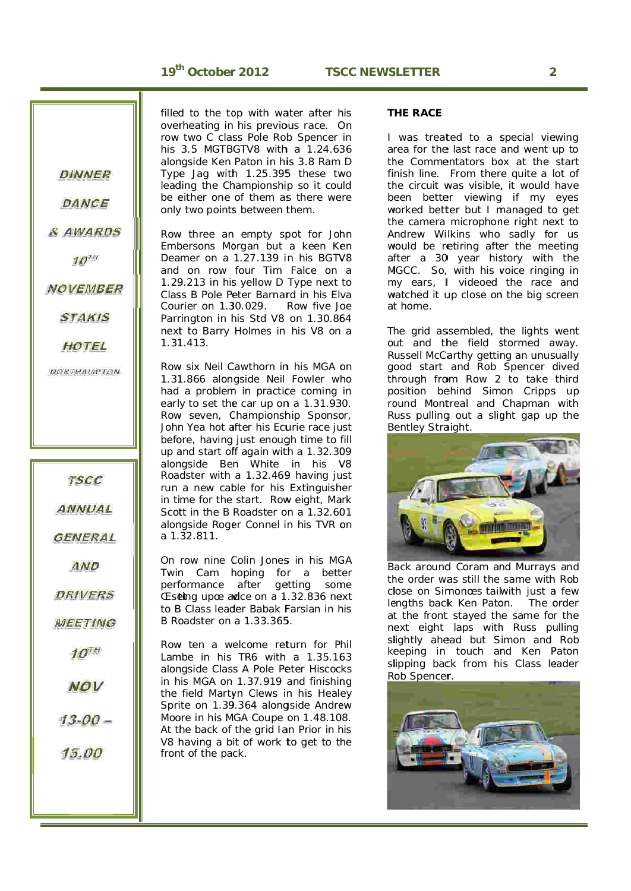DINNER

DANCE

& AWARDS

10TH

NOVEMBER

STAKIS

HOTEL

NORTHAMPTON

TSCC

ANNUAL

GENERAL

AND

DRIVERS

MEETING

10TH

NOV

13-00 –

15.00

filled to the top with water after his overheating in his previous race. On row two C class Pole Rob Spencer in his 3.5 MGTBGTV8 with a 1.24.636 alongside Ken Paton in his 3.8 Ram D Type Jag with 1.25.395 these two leading the Championship so it could be either one of them as there were only two points between them.

Row three an empty spot for John Embersons Morgan but a keen Ken Deamer on a 1.27.139 in his BGTV8 and on row four Tim Falce on a 1.29.213 in his yellow D Type next to Class B Pole Peter Barnard in his Elva Courier on 1.30.029. Row five Joe Parrington in his Std V8 on 1.30.864 next to Barry Holmes in his V8 on a 1.31.413.

Row six Neil Cawthorn in his MGA on 1.31.866 alongside Neil Fowler who had a problem in practice coming in early to set the car up on a 1.31.930. Row seven, Championship Sponsor, John Yea hot after his Ecurie race just before, having just enough time to fill up and start off again with a 1.32.309 alongside Ben White in his V8 Roadster with a 1.32.469 having just run a new cable for his Extinguisher in time for the start. Row eight, Mark Scott in the B Roadster on a 1.32.601 alongside Roger Connel in his TVR on a 1.32.811.

On row nine Colin Jones in his MGA Twin Cam hoping for a better performance after getting some "Setting up" advice on a 1.32.836 next to B Class leader Babak Farsian in his B Roadster on a 1.33.365.

Row ten a welcome return for Phil Lambe in his TR6 with a 1.35.163 alongside Class A Pole Peter Hiscocks in his MGA on 1.37.919 and finishing the field Martyn Clews in his Healey Sprite on 1.39.364 alongside Andrew Moore in his MGA Coupe on 1.48.108. At the back of the grid Ian Prior in his V8 having a bit of work to get to the front of the pack.

**THE RACE**

I was treated to a special viewing area for the last race and went up to the Commentators box at the start finish line. From there quite a lot of the circuit was visible, it would have been better viewing if my eyes worked better but I managed to get the camera microphone right next to Andrew Wilkins who sadly for us would be retiring after the meeting after a 30 year history with the MGCC. So, with his voice ringing in my ears, I videoed the race and watched it up close on the big screen at home.

The grid assembled, the lights went out and the field stormed away. Russell McCarthy getting an unusually good start and Rob Spencer dived through from Row 2 to take third position behind Simon Cripps up round Montreal and Chapman with Russ pulling out a slight gap up the Bentley Straight.

Back around Coram and Murrays and the order was still the same with Rob close on Simon's tail with just a few lengths back Ken Paton. The order at the front stayed the same for the next eight laps with Russ pulling slightly ahead but Simon and Rob keeping in touch and Ken Paton slipping back from his Class leader Rob Spencer.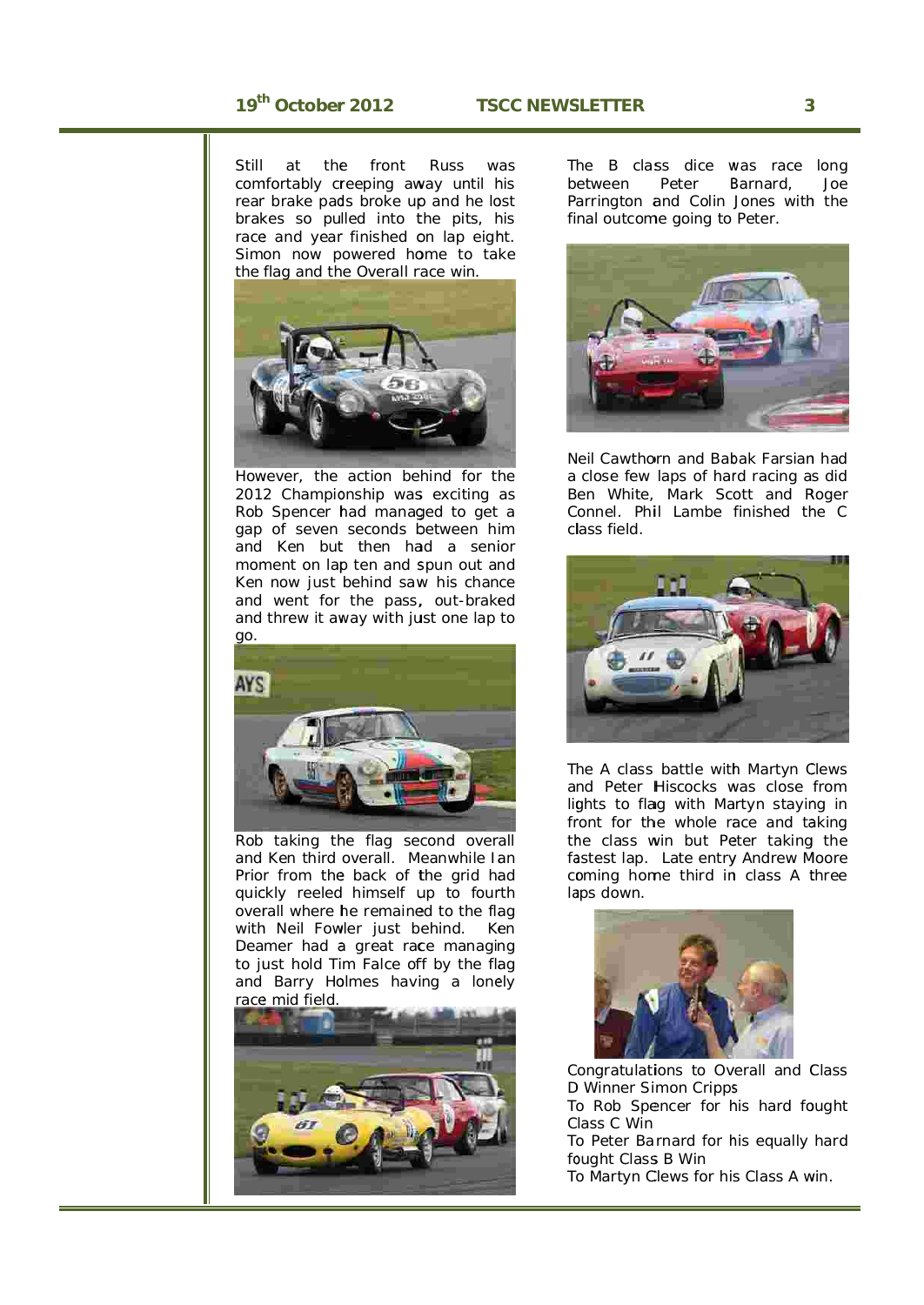Still at the front Russ was comfortably creeping away until his rear brake pads broke up and he lost brakes so pulled into the pits, his race and year finished on lap eight. Simon now powered home to take the flag and the Overall race win.

However, the action behind for the 2012 Championship was exciting as Rob Spencer had managed to get a gap of seven seconds between him and Ken but then had a senior moment on lap ten and spun out and Ken now just behind saw his chance and went for the pass, out-braked and threw it away with just one lap to go.

Rob taking the flag second overall and Ken third overall. Meanwhile Ian Prior from the back of the grid had quickly reeled himself up to fourth overall where he remained to the flag with Neil Fowler just behind. Ken Deamer had a great race managing to just hold Tim Falce off by the flag and Barry Holmes having a lonely race mid field.

The B class dice was race long between Peter Barnard, Joe Parrington and Colin Jones with the final outcome going to Peter.

Neil Cawthorn and Babak Farsian had a close few laps of hard racing as did Ben White, Mark Scott and Roger Connel. Phil Lambe finished the C class field.

The A class battle with Martyn Clews and Peter Hiscocks was close from lights to flag with Martyn staying in front for the whole race and taking the class win but Peter taking the fastest lap. Late entry Andrew Moore coming home third in class A three laps down.

Congratulations to Overall and Class D Winner Simon Cripps

To Rob Spencer for his hard fought Class C Win

To Peter Barnard for his equally hard fought Class B Win

To Martyn Clews for his Class A win.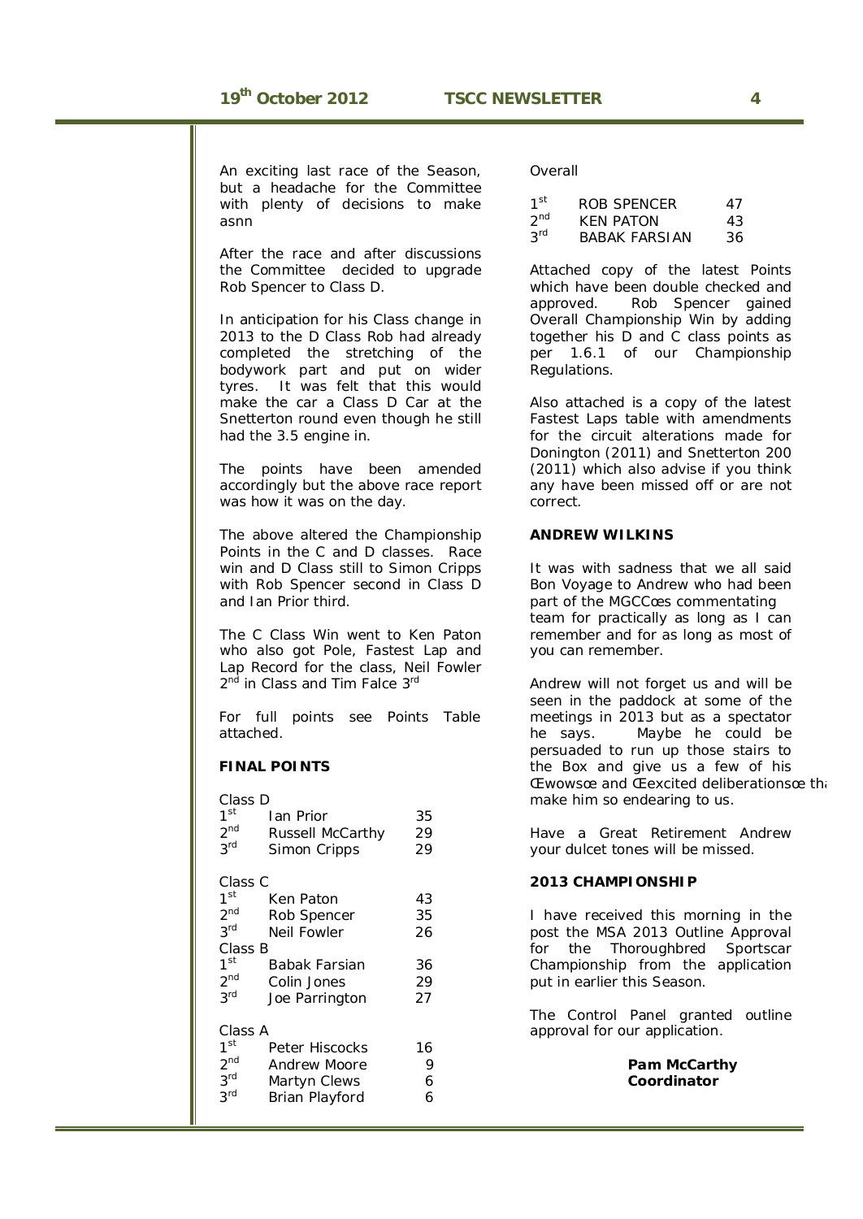An exciting last race of the Season, but a headache for the Committee with plenty of decisions to make asnn

After the race and after discussions the Committee decided to upgrade Rob Spencer to Class D.

In anticipation for his Class change in 2013 to the D Class Rob had already completed the stretching of the bodywork part and put on wider tyres. It was felt that this would make the car a Class D Car at the Snetterton round even though he still had the 3.5 engine in.

The points have been amended accordingly but the above race report was how it was on the day.

The above altered the Championship Points in the C and D classes. Race win and D Class still to Simon Cripps with Rob Spencer second in Class D and Ian Prior third.

The C Class Win went to Ken Paton who also got Pole, Fastest Lap and Lap Record for the class, Neil Fowler 2nd in Class and Tim Falce 3rd

For full points see Points Table attached.

**FINAL POINTS**

Class D

| | | |
|---|---|---|
| 1st | Ian Prior | 35 |
| 2nd | Russell McCarthy | 29 |
| 3rd | Simon Cripps | 29 |

Class C

| | | |
|---|---|---|
| 1st | Ken Paton | 43 |
| 2nd | Rob Spencer | 35 |
| 3rd | Neil Fowler | 26 |

Class B

| | | |
|---|---|---|
| 1st | Babak Farsian | 36 |
| 2nd | Colin Jones | 29 |
| 3rd | Joe Parrington | 27 |

Class A

| | | |
|---|---|---|
| 1st | Peter Hiscocks | 16 |
| 2nd | Andrew Moore | 9 |
| 3rd | Martyn Clews | 6 |
| 3rd | Brian Playford | 6 |

Overall

| | | |
|---|---|---|
| 1st | ROB SPENCER | 47 |
| 2nd | KEN PATON | 43 |
| 3rd | BABAK FARSIAN | 36 |

Attached copy of the latest Points which have been double checked and approved. Rob Spencer gained Overall Championship Win by adding together his D and C class points as per 1.6.1 of our Championship Regulations.

Also attached is a copy of the latest Fastest Laps table with amendments for the circuit alterations made for Donington (2011) and Snetterton 200 (2011) which also advise if you think any have been missed off or are not correct.

**ANDREW WILKINS**

It was with sadness that we all said Bon Voyage to Andrew who had been part of the MGCCœs commentating team for practically as long as I can remember and for as long as most of you can remember.

Andrew will not forget us and will be seen in the paddock at some of the meetings in 2013 but as a spectator he says. Maybe he could be persuaded to run up those stairs to the Box and give us a few of his Œwowsœ and Œexcited deliberationsœ tha make him so endearing to us.

Have a Great Retirement Andrew your dulcet tones will be missed.

**2013 CHAMPIONSHIP**

I have received this morning in the post the MSA 2013 Outline Approval for the Thoroughbred Sportscar Championship from the application put in earlier this Season.

The Control Panel granted outline approval for our application.

**Pam McCarthy**
**Coordinator**